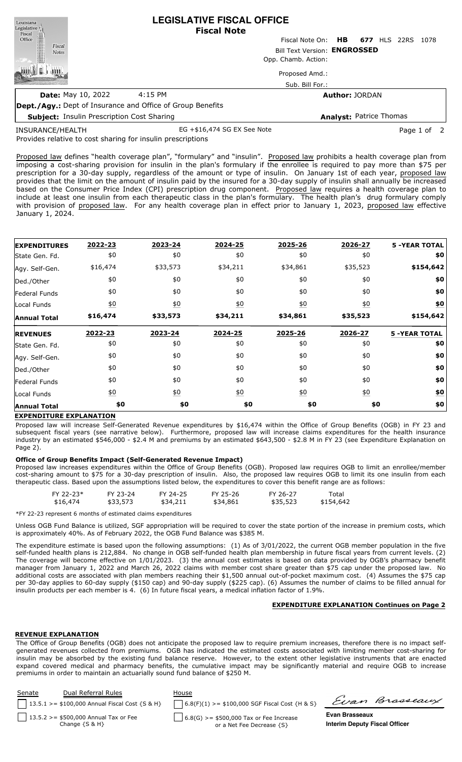# LEGISLATIVE FISCAL OFFICE
## Fiscal Note

Fiscal Note On: **HB 677** HLS 22RS 1078

Bill Text Version: **ENGROSSED**

Opp. Chamb. Action:

Proposed Amd.:

Sub. Bill For.:

**Date:** May 10, 2022 4:15 PM

**Author:** JORDAN

**Dept./Agy.:** Dept of Insurance and Office of Group Benefits

**Subject:** Insulin Prescription Cost Sharing

**Analyst:** Patrice Thomas

INSURANCE/HEALTH EG +$16,474 SG EX See Note

Provides relative to cost sharing for insulin prescriptions

Proposed law defines "health coverage plan", "formulary" and "insulin". Proposed law prohibits a health coverage plan from imposing a cost-sharing provision for insulin in the plan's formulary if the enrollee is required to pay more than $75 per prescription for a 30-day supply, regardless of the amount or type of insulin. On January 1st of each year, proposed law provides that the limit on the amount of insulin paid by the insured for a 30-day supply of insulin shall annually be increased based on the Consumer Price Index (CPI) prescription drug component. Proposed law requires a health coverage plan to include at least one insulin from each therapeutic class in the plan's formulary. The health plan's drug formulary comply with provision of proposed law. For any health coverage plan in effect prior to January 1, 2023, proposed law effective January 1, 2024.

| EXPENDITURES | 2022-23 | 2023-24 | 2024-25 | 2025-26 | 2026-27 | 5 -YEAR TOTAL |
|---|---|---|---|---|---|---|
| State Gen. Fd. | $0 | $0 | $0 | $0 | $0 | **$0** |
| Agy. Self-Gen. | $16,474 | $33,573 | $34,211 | $34,861 | $35,523 | **$154,642** |
| Ded./Other | $0 | $0 | $0 | $0 | $0 | **$0** |
| Federal Funds | $0 | $0 | $0 | $0 | $0 | **$0** |
| Local Funds | $0 | $0 | $0 | $0 | $0 | **$0** |
| **Annual Total** | **$16,474** | **$33,573** | **$34,211** | **$34,861** | **$35,523** | **$154,642** |

| REVENUES | 2022-23 | 2023-24 | 2024-25 | 2025-26 | 2026-27 | 5 -YEAR TOTAL |
|---|---|---|---|---|---|---|
| State Gen. Fd. | $0 | $0 | $0 | $0 | $0 | **$0** |
| Agy. Self-Gen. | $0 | $0 | $0 | $0 | $0 | **$0** |
| Ded./Other | $0 | $0 | $0 | $0 | $0 | **$0** |
| Federal Funds | $0 | $0 | $0 | $0 | $0 | **$0** |
| Local Funds | $0 | $0 | $0 | $0 | $0 | **$0** |
| **Annual Total** | **$0** | **$0** | **$0** | **$0** | **$0** | **$0** |

### EXPENDITURE EXPLANATION

Proposed law will increase Self-Generated Revenue expenditures by $16,474 within the Office of Group Benefits (OGB) in FY 23 and subsequent fiscal years (see narrative below). Furthermore, proposed law will increase claims expenditures for the health insurance industry by an estimated $546,000 - $2.4 M and premiums by an estimated $643,500 - $2.8 M in FY 23 (see Expenditure Explanation on Page 2).

**Office of Group Benefits Impact (Self-Generated Revenue Impact)**

Proposed law increases expenditures within the Office of Group Benefits (OGB). Proposed law requires OGB to limit an enrollee/member cost-sharing amount to $75 for a 30-day prescription of insulin. Also, the proposed law requires OGB to limit its one insulin from each therapeutic class. Based upon the assumptions listed below, the expenditures to cover this benefit range are as follows:

| FY 22-23* | FY 23-24 | FY 24-25 | FY 25-26 | FY 26-27 | Total |
|---|---|---|---|---|---|
| $16,474 | $33,573 | $34,211 | $34,861 | $35,523 | $154,642 |

*FY 22-23 represent 6 months of estimated claims expenditures

Unless OGB Fund Balance is utilized, SGF appropriation will be required to cover the state portion of the increase in premium costs, which is approximately 40%. As of February 2022, the OGB Fund Balance was $385 M.

The expenditure estimate is based upon the following assumptions: (1) As of 3/01/2022, the current OGB member population in the five self-funded health plans is 212,884. No change in OGB self-funded health plan membership in future fiscal years from current levels. (2) The coverage will become effective on 1/01/2023. (3) the annual cost estimates is based on data provided by OGB's pharmacy benefit manager from January 1, 2022 and March 26, 2022 claims with member cost share greater than $75 under the proposed law. No additional costs are associated with plan members reaching their $1,500 annual out-of-pocket maximum cost. (4) Assumes the $75 cap per 30-day applies to 60-day supply ($150 cap) and 90-day supply ($225 cap). (6) Assumes the number of claims to be filled annual for insulin products per each member is 4. (6) In future fiscal years, a medical inflation factor of 1.9%.

**EXPENDITURE EXPLANATION Continues on Page 2**

### REVENUE EXPLANATION

The Office of Group Benefits (OGB) does not anticipate the proposed law to require premium increases, therefore there is no impact self-generated revenues collected from premiums. OGB has indicated the estimated costs associated with limiting member cost-sharing for insulin may be absorbed by the existing fund balance reserve. However, to the extent other legislative instruments that are enacted expand covered medical and pharmacy benefits, the cumulative impact may be significantly material and require OGB to increase premiums in order to maintain an actuarially sound fund balance of $250 M.

| Senate | Dual Referral Rules | House |
|---|---|---|
| ☐ | 13.5.1 >= $100,000 Annual Fiscal Cost {S & H} | ☐ 6.8(F)(1) >= $100,000 SGF Fiscal Cost {H & S} |
| ☐ | 13.5.2 >= $500,000 Annual Tax or Fee Change {S & H} | ☐ 6.8(G) >= $500,000 Tax or Fee Increase or a Net Fee Decrease {S} |

**Evan Brasseaux**
**Interim Deputy Fiscal Officer**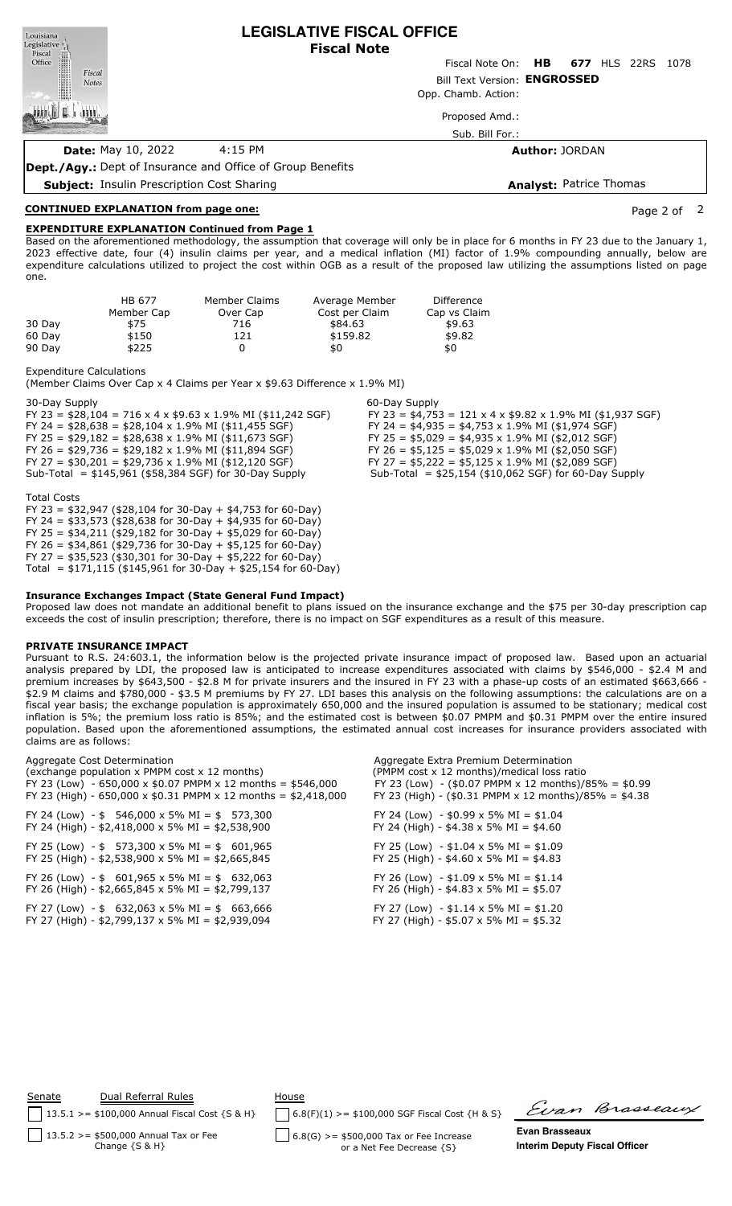# LEGISLATIVE FISCAL OFFICE
## Fiscal Note

Fiscal Note On: **HB 677** HLS 22RS 1078

Bill Text Version: **ENGROSSED**

Opp. Chamb. Action:

Proposed Amd.:

Sub. Bill For.:

**Date:** May 10, 2022 4:15 PM

**Author:** JORDAN

**Dept./Agy.:** Dept of Insurance and Office of Group Benefits

**Subject:** Insulin Prescription Cost Sharing

**Analyst:** Patrice Thomas

**CONTINUED EXPLANATION from page one:**

**EXPENDITURE EXPLANATION Continued from Page 1**

Based on the aforementioned methodology, the assumption that coverage will only be in place for 6 months in FY 23 due to the January 1, 2023 effective date, four (4) insulin claims per year, and a medical inflation (MI) factor of 1.9% compounding annually, below are expenditure calculations utilized to project the cost within OGB as a result of the proposed law utilizing the assumptions listed on page one.

| | HB 677 Member Cap | Member Claims Over Cap | Average Member Cost per Claim | Difference Cap vs Claim |
|---|---|---|---|---|
| 30 Day | $75 | 716 | $84.63 | $9.63 |
| 60 Day | $150 | 121 | $159.82 | $9.82 |
| 90 Day | $225 | 0 | $0 | $0 |

Expenditure Calculations
(Member Claims Over Cap x 4 Claims per Year x $9.63 Difference x 1.9% MI)

30-Day Supply
FY 23 = $28,104 = 716 x 4 x $9.63 x 1.9% MI ($11,242 SGF)
FY 24 = $28,638 = $28,104 x 1.9% MI ($11,455 SGF)
FY 25 = $29,182 = $28,638 x 1.9% MI ($11,673 SGF)
FY 26 = $29,736 = $29,182 x 1.9% MI ($11,894 SGF)
FY 27 = $30,201 = $29,736 x 1.9% MI ($12,120 SGF)
Sub-Total = $145,961 ($58,384 SGF) for 30-Day Supply

60-Day Supply
FY 23 = $4,753 = 121 x 4 x $9.82 x 1.9% MI ($1,937 SGF)
FY 24 = $4,935 = $4,753 x 1.9% MI ($1,974 SGF)
FY 25 = $5,029 = $4,935 x 1.9% MI ($2,012 SGF)
FY 26 = $5,125 = $5,029 x 1.9% MI ($2,050 SGF)
FY 27 = $5,222 = $5,125 x 1.9% MI ($2,089 SGF)
Sub-Total = $25,154 ($10,062 SGF) for 60-Day Supply

Total Costs
FY 23 = $32,947 ($28,104 for 30-Day + $4,753 for 60-Day)
FY 24 = $33,573 ($28,638 for 30-Day + $4,935 for 60-Day)
FY 25 = $34,211 ($29,182 for 30-Day + $5,029 for 60-Day)
FY 26 = $34,861 ($29,736 for 30-Day + $5,125 for 60-Day)
FY 27 = $35,523 ($30,301 for 30-Day + $5,222 for 60-Day)
Total = $171,115 ($145,961 for 30-Day + $25,154 for 60-Day)

**Insurance Exchanges Impact (State General Fund Impact)**

Proposed law does not mandate an additional benefit to plans issued on the insurance exchange and the $75 per 30-day prescription cap exceeds the cost of insulin prescription; therefore, there is no impact on SGF expenditures as a result of this measure.

**PRIVATE INSURANCE IMPACT**

Pursuant to R.S. 24:603.1, the information below is the projected private insurance impact of proposed law. Based upon an actuarial analysis prepared by LDI, the proposed law is anticipated to increase expenditures associated with claims by $546,000 - $2.4 M and premium increases by $643,500 - $2.8 M for private insurers and the insured in FY 23 with a phase-up costs of an estimated $663,666 - $2.9 M claims and $780,000 - $3.5 M premiums by FY 27. LDI bases this analysis on the following assumptions: the calculations are on a fiscal year basis; the exchange population is approximately 650,000 and the insured population is assumed to be stationary; medical cost inflation is 5%; the premium loss ratio is 85%; and the estimated cost is between $0.07 PMPM and $0.31 PMPM over the entire insured population. Based upon the aforementioned assumptions, the estimated annual cost increases for insurance providers associated with claims are as follows:

Aggregate Cost Determination
(exchange population x PMPM cost x 12 months)
FY 23 (Low) - 650,000 x $0.07 PMPM x 12 months = $546,000
FY 23 (High) - 650,000 x $0.31 PMPM x 12 months = $2,418,000

FY 24 (Low) - $ 546,000 x 5% MI = $ 573,300
FY 24 (High) - $2,418,000 x 5% MI = $2,538,900

FY 25 (Low) - $ 573,300 x 5% MI = $ 601,965
FY 25 (High) - $2,538,900 x 5% MI = $2,665,845

FY 26 (Low) - $ 601,965 x 5% MI = $ 632,063
FY 26 (High) - $2,665,845 x 5% MI = $2,799,137

FY 27 (Low) - $ 632,063 x 5% MI = $ 663,666
FY 27 (High) - $2,799,137 x 5% MI = $2,939,094

Aggregate Extra Premium Determination
(PMPM cost x 12 months)/medical loss ratio
FY 23 (Low) - ($0.07 PMPM x 12 months)/85% = $0.99
FY 23 (High) - ($0.31 PMPM x 12 months)/85% = $4.38

FY 24 (Low) - $0.99 x 5% MI = $1.04
FY 24 (High) - $4.38 x 5% MI = $4.60

FY 25 (Low) - $1.04 x 5% MI = $1.09
FY 25 (High) - $4.60 x 5% MI = $4.83

FY 26 (Low) - $1.09 x 5% MI = $1.14
FY 26 (High) - $4.83 x 5% MI = $5.07

FY 27 (Low) - $1.14 x 5% MI = $1.20
FY 27 (High) - $5.07 x 5% MI = $5.32

| Senate | House |
|---|---|
| Dual Referral Rules | |
| ☐ 13.5.1 >= $100,000 Annual Fiscal Cost {S & H} | ☐ 6.8(F)(1) >= $100,000 SGF Fiscal Cost {H & S} |
| ☐ 13.5.2 >= $500,000 Annual Tax or Fee Change {S & H} | ☐ 6.8(G) >= $500,000 Tax or Fee Increase or a Net Fee Decrease {S} |

**Evan Brasseaux**
**Interim Deputy Fiscal Officer**